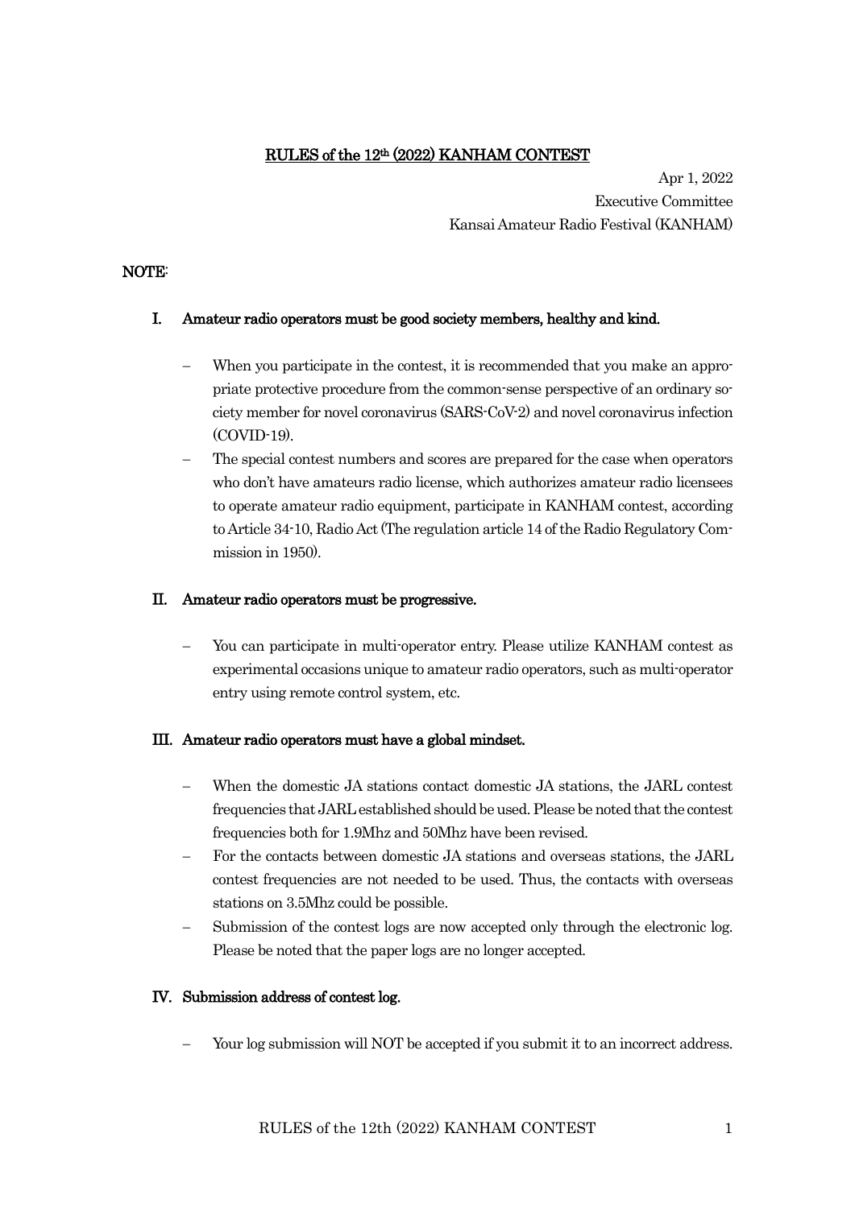# RULES of the 12th (2022) KANHAM CONTEST

Apr 1, 2022
Executive Committee
Kansai Amateur Radio Festival (KANHAM)

## NOTE:

### I. Amateur radio operators must be good society members, healthy and kind.

- When you participate in the contest, it is recommended that you make an appropriate protective procedure from the common-sense perspective of an ordinary society member for novel coronavirus (SARS-CoV-2) and novel coronavirus infection (COVID-19).
- The special contest numbers and scores are prepared for the case when operators who don't have amateurs radio license, which authorizes amateur radio licensees to operate amateur radio equipment, participate in KANHAM contest, according to Article 34-10, Radio Act (The regulation article 14 of the Radio Regulatory Commission in 1950).

### II. Amateur radio operators must be progressive.

- You can participate in multi-operator entry. Please utilize KANHAM contest as experimental occasions unique to amateur radio operators, such as multi-operator entry using remote control system, etc.

### III. Amateur radio operators must have a global mindset.

- When the domestic JA stations contact domestic JA stations, the JARL contest frequencies that JARL established should be used. Please be noted that the contest frequencies both for 1.9Mhz and 50Mhz have been revised.
- For the contacts between domestic JA stations and overseas stations, the JARL contest frequencies are not needed to be used. Thus, the contacts with overseas stations on 3.5Mhz could be possible.
- Submission of the contest logs are now accepted only through the electronic log. Please be noted that the paper logs are no longer accepted.

### IV. Submission address of contest log.

- Your log submission will NOT be accepted if you submit it to an incorrect address.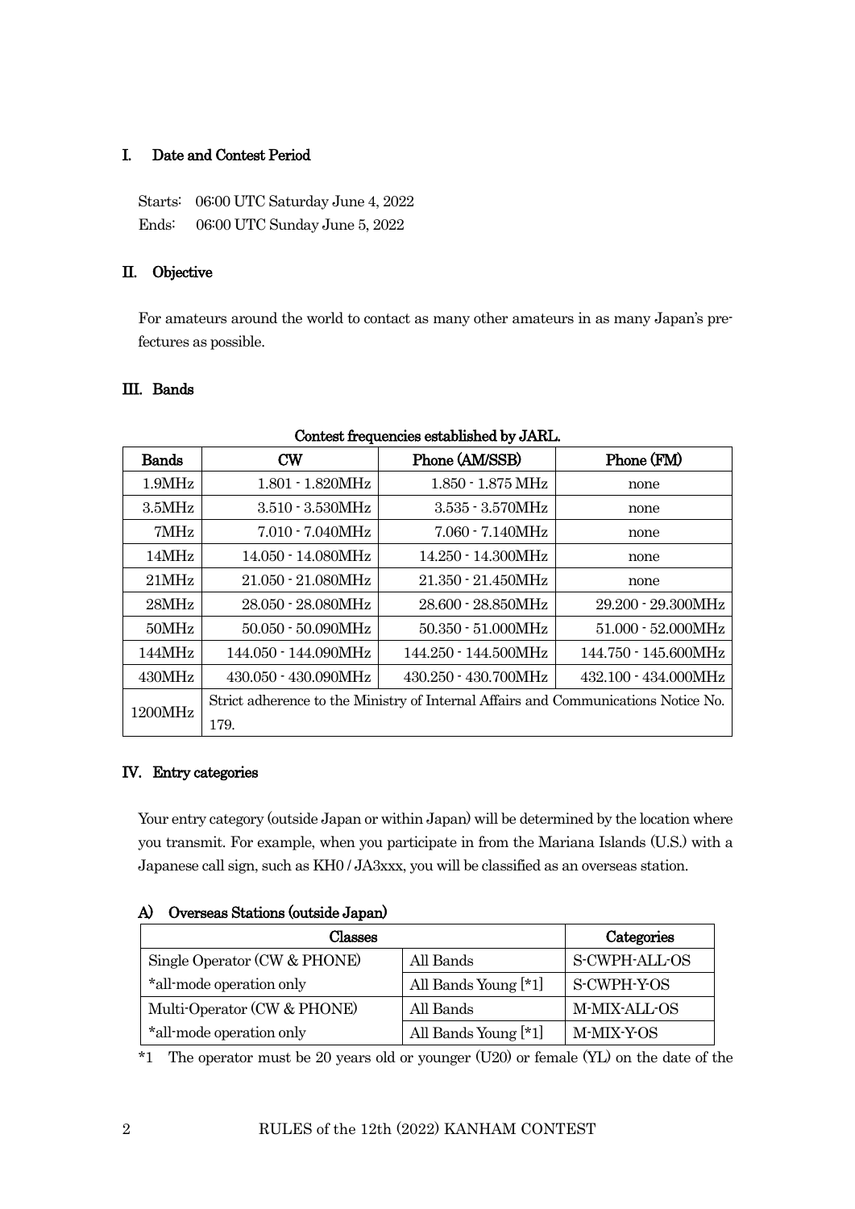## I. Date and Contest Period

Starts: 06:00 UTC Saturday June 4, 2022

Ends: 06:00 UTC Sunday June 5, 2022

## II. Objective

For amateurs around the world to contact as many other amateurs in as many Japan's prefectures as possible.

## III. Bands

**Contest frequencies established by JARL.**

| Bands | CW | Phone (AM/SSB) | Phone (FM) |
|---|---|---|---|
| 1.9MHz | 1.801 - 1.820MHz | 1.850 - 1.875 MHz | none |
| 3.5MHz | 3.510 - 3.530MHz | 3.535 - 3.570MHz | none |
| 7MHz | 7.010 - 7.040MHz | 7.060 - 7.140MHz | none |
| 14MHz | 14.050 - 14.080MHz | 14.250 - 14.300MHz | none |
| 21MHz | 21.050 - 21.080MHz | 21.350 - 21.450MHz | none |
| 28MHz | 28.050 - 28.080MHz | 28.600 - 28.850MHz | 29.200 - 29.300MHz |
| 50MHz | 50.050 - 50.090MHz | 50.350 - 51.000MHz | 51.000 - 52.000MHz |
| 144MHz | 144.050 - 144.090MHz | 144.250 - 144.500MHz | 144.750 - 145.600MHz |
| 430MHz | 430.050 - 430.090MHz | 430.250 - 430.700MHz | 432.100 - 434.000MHz |
| 1200MHz | Strict adherence to the Ministry of Internal Affairs and Communications Notice No. 179. | | |

## IV. Entry categories

Your entry category (outside Japan or within Japan) will be determined by the location where you transmit. For example, when you participate in from the Mariana Islands (U.S.) with a Japanese call sign, such as KH0 / JA3xxx, you will be classified as an overseas station.

### A) Overseas Stations (outside Japan)

| Classes | | Categories |
|---|---|---|
| Single Operator (CW & PHONE) *all-mode operation only | All Bands | S-CWPH-ALL-OS |
| | All Bands Young [*1] | S-CWPH-Y-OS |
| Multi-Operator (CW & PHONE) *all-mode operation only | All Bands | M-MIX-ALL-OS |
| | All Bands Young [*1] | M-MIX-Y-OS |

*1 The operator must be 20 years old or younger (U20) or female (YL) on the date of the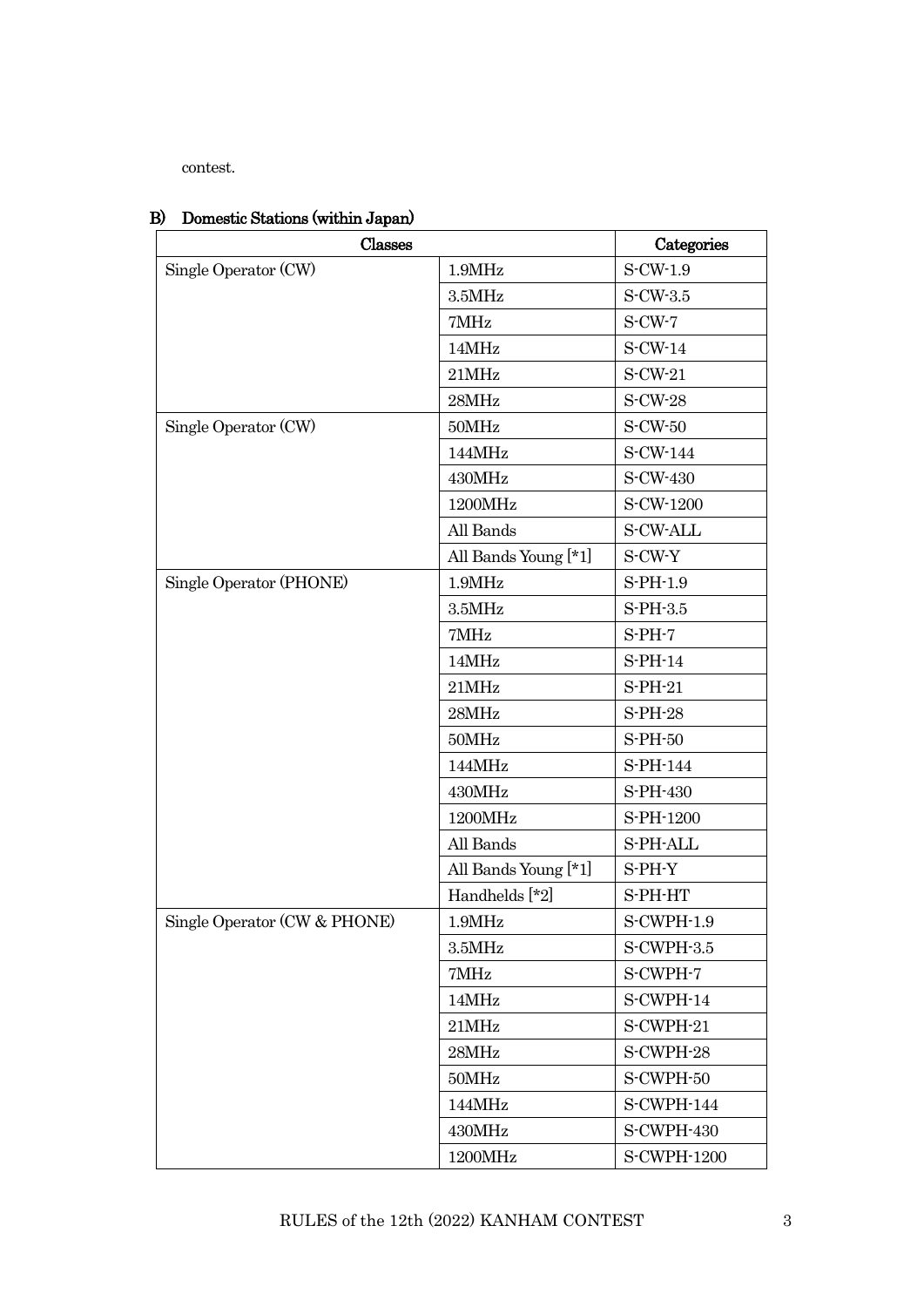contest.

### B) Domestic Stations (within Japan)

| Classes | | Categories |
|---|---|---|
| Single Operator (CW) | 1.9MHz | S-CW-1.9 |
| | 3.5MHz | S-CW-3.5 |
| | 7MHz | S-CW-7 |
| | 14MHz | S-CW-14 |
| | 21MHz | S-CW-21 |
| | 28MHz | S-CW-28 |
| Single Operator (CW) | 50MHz | S-CW-50 |
| | 144MHz | S-CW-144 |
| | 430MHz | S-CW-430 |
| | 1200MHz | S-CW-1200 |
| | All Bands | S-CW-ALL |
| | All Bands Young [*1] | S-CW-Y |
| Single Operator (PHONE) | 1.9MHz | S-PH-1.9 |
| | 3.5MHz | S-PH-3.5 |
| | 7MHz | S-PH-7 |
| | 14MHz | S-PH-14 |
| | 21MHz | S-PH-21 |
| | 28MHz | S-PH-28 |
| | 50MHz | S-PH-50 |
| | 144MHz | S-PH-144 |
| | 430MHz | S-PH-430 |
| | 1200MHz | S-PH-1200 |
| | All Bands | S-PH-ALL |
| | All Bands Young [*1] | S-PH-Y |
| | Handhelds [*2] | S-PH-HT |
| Single Operator (CW & PHONE) | 1.9MHz | S-CWPH-1.9 |
| | 3.5MHz | S-CWPH-3.5 |
| | 7MHz | S-CWPH-7 |
| | 14MHz | S-CWPH-14 |
| | 21MHz | S-CWPH-21 |
| | 28MHz | S-CWPH-28 |
| | 50MHz | S-CWPH-50 |
| | 144MHz | S-CWPH-144 |
| | 430MHz | S-CWPH-430 |
| | 1200MHz | S-CWPH-1200 |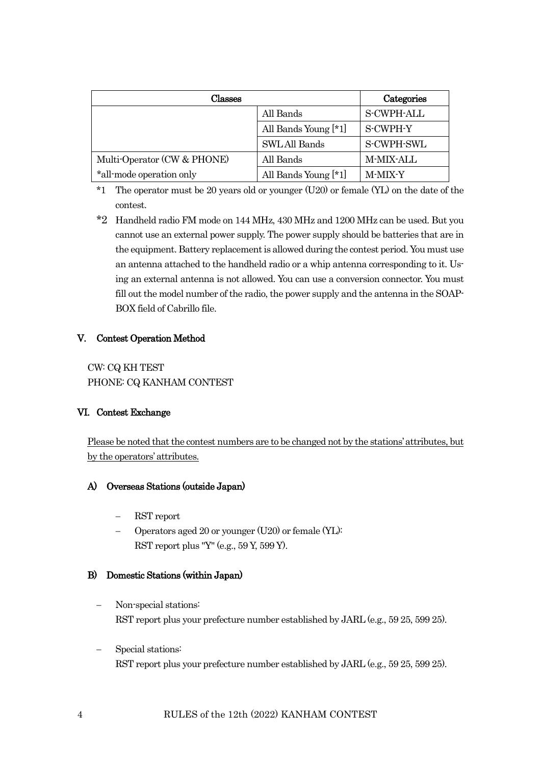| Classes | | Categories |
| --- | --- | --- |
| | All Bands | S-CWPH-ALL |
| | All Bands Young [*1] | S-CWPH-Y |
| | SWL All Bands | S-CWPH-SWL |
| Multi-Operator (CW & PHONE) | All Bands | M-MIX-ALL |
| *all-mode operation only | All Bands Young [*1] | M-MIX-Y |

*1 The operator must be 20 years old or younger (U20) or female (YL) on the date of the contest.

*2 Handheld radio FM mode on 144 MHz, 430 MHz and 1200 MHz can be used. But you cannot use an external power supply. The power supply should be batteries that are in the equipment. Battery replacement is allowed during the contest period. You must use an antenna attached to the handheld radio or a whip antenna corresponding to it. Using an external antenna is not allowed. You can use a conversion connector. You must fill out the model number of the radio, the power supply and the antenna in the SOAP-BOX field of Cabrillo file.

## V. Contest Operation Method

CW: CQ KH TEST
PHONE: CQ KANHAM CONTEST

## VI. Contest Exchange

Please be noted that the contest numbers are to be changed not by the stations' attributes, but by the operators' attributes.

### A) Overseas Stations (outside Japan)

- RST report
- Operators aged 20 or younger (U20) or female (YL):
  RST report plus "Y" (e.g., 59 Y, 599 Y).

### B) Domestic Stations (within Japan)

- Non-special stations:
  RST report plus your prefecture number established by JARL (e.g., 59 25, 599 25).

- Special stations:
  RST report plus your prefecture number established by JARL (e.g., 59 25, 599 25).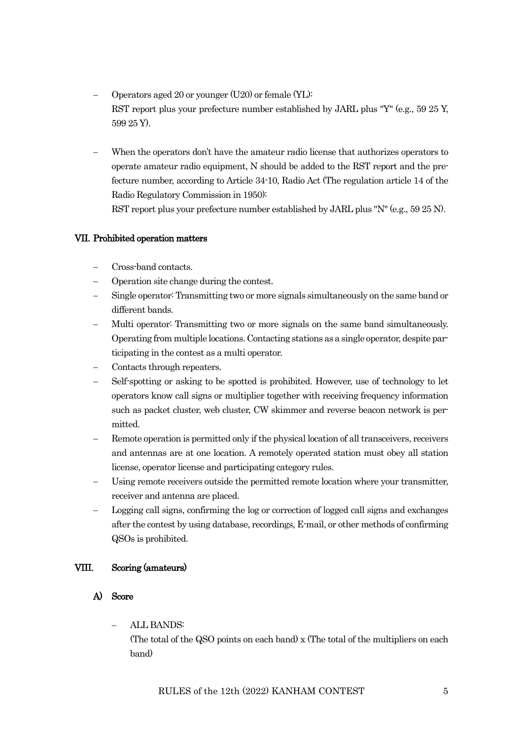- Operators aged 20 or younger (U20) or female (YL):
  RST report plus your prefecture number established by JARL plus "Y" (e.g., 59 25 Y, 599 25 Y).

- When the operators don't have the amateur radio license that authorizes operators to operate amateur radio equipment, N should be added to the RST report and the prefecture number, according to Article 34-10, Radio Act (The regulation article 14 of the Radio Regulatory Commission in 1950):
  RST report plus your prefecture number established by JARL plus "N" (e.g., 59 25 N).

## VII. Prohibited operation matters

- Cross-band contacts.
- Operation site change during the contest.
- Single operator: Transmitting two or more signals simultaneously on the same band or different bands.
- Multi operator: Transmitting two or more signals on the same band simultaneously. Operating from multiple locations. Contacting stations as a single operator, despite participating in the contest as a multi operator.
- Contacts through repeaters.
- Self-spotting or asking to be spotted is prohibited. However, use of technology to let operators know call signs or multiplier together with receiving frequency information such as packet cluster, web cluster, CW skimmer and reverse beacon network is permitted.
- Remote operation is permitted only if the physical location of all transceivers, receivers and antennas are at one location. A remotely operated station must obey all station license, operator license and participating category rules.
- Using remote receivers outside the permitted remote location where your transmitter, receiver and antenna are placed.
- Logging call signs, confirming the log or correction of logged call signs and exchanges after the contest by using database, recordings, E-mail, or other methods of confirming QSOs is prohibited.

## VIII. Scoring (amateurs)

### A) Score

- ALL BANDS:
  (The total of the QSO points on each band) x (The total of the multipliers on each band)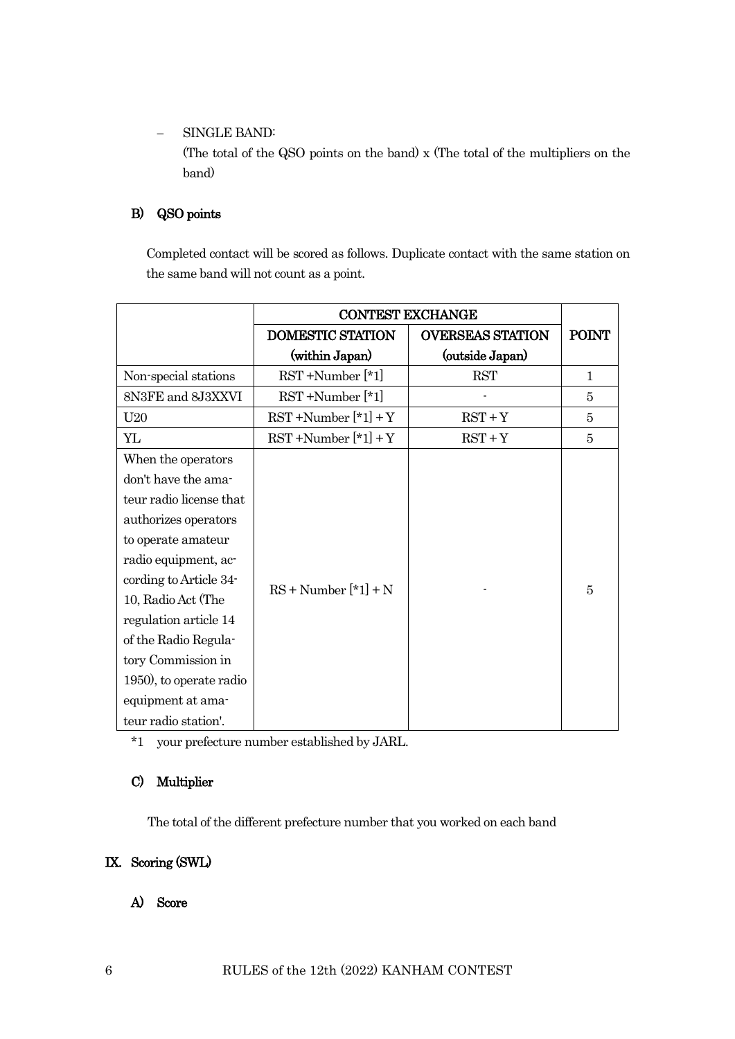- SINGLE BAND:
  (The total of the QSO points on the band) x (The total of the multipliers on the band)

### B) QSO points

Completed contact will be scored as follows. Duplicate contact with the same station on the same band will not count as a point.

| | CONTEST EXCHANGE | | POINT |
|---|---|---|---|
| | DOMESTIC STATION (within Japan) | OVERSEAS STATION (outside Japan) | |
| Non-special stations | RST +Number [*1] | RST | 1 |
| 8N3FE and 8J3XXVI | RST +Number [*1] | - | 5 |
| U20 | RST +Number [*1] + Y | RST + Y | 5 |
| YL | RST +Number [*1] + Y | RST + Y | 5 |
| When the operators don't have the amateur radio license that authorizes operators to operate amateur radio equipment, according to Article 34-10, Radio Act (The regulation article 14 of the Radio Regulatory Commission in 1950), to operate radio equipment at amateur radio station'. | RS + Number [*1] + N | - | 5 |

*1 your prefecture number established by JARL.

### C) Multiplier

The total of the different prefecture number that you worked on each band

## IX. Scoring (SWL)

### A) Score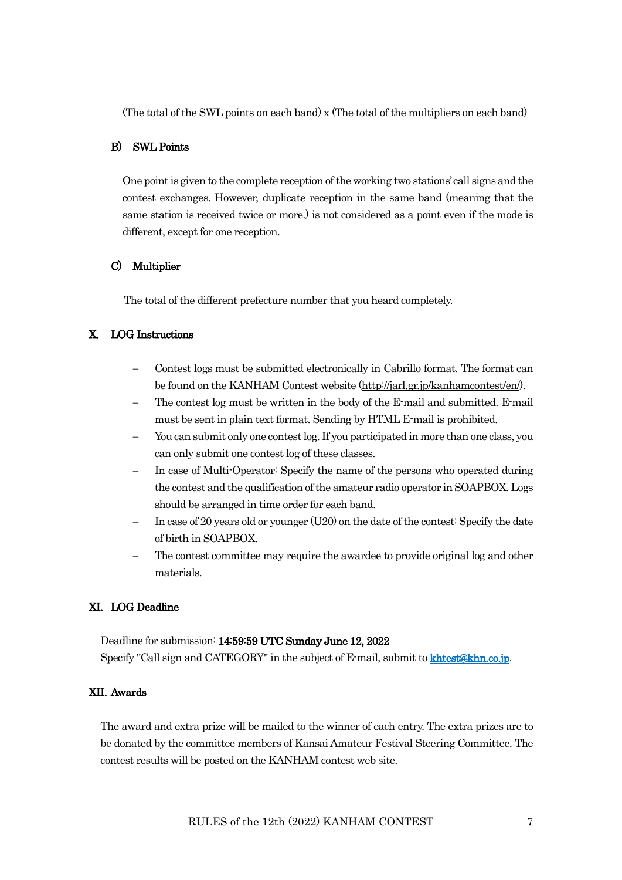(The total of the SWL points on each band) x (The total of the multipliers on each band)

### B) SWL Points

One point is given to the complete reception of the working two stations' call signs and the contest exchanges. However, duplicate reception in the same band (meaning that the same station is received twice or more.) is not considered as a point even if the mode is different, except for one reception.

### C) Multiplier

The total of the different prefecture number that you heard completely.

## X. LOG Instructions

- Contest logs must be submitted electronically in Cabrillo format. The format can be found on the KANHAM Contest website (http://jarl.gr.jp/kanhamcontest/en/).
- The contest log must be written in the body of the E-mail and submitted. E-mail must be sent in plain text format. Sending by HTML E-mail is prohibited.
- You can submit only one contest log. If you participated in more than one class, you can only submit one contest log of these classes.
- In case of Multi-Operator: Specify the name of the persons who operated during the contest and the qualification of the amateur radio operator in SOAPBOX. Logs should be arranged in time order for each band.
- In case of 20 years old or younger (U20) on the date of the contest: Specify the date of birth in SOAPBOX.
- The contest committee may require the awardee to provide original log and other materials.

## XI. LOG Deadline

Deadline for submission: **14:59:59 UTC Sunday June 12, 2022**
Specify "Call sign and CATEGORY" in the subject of E-mail, submit to khtest@khn.co.jp.

## XII. Awards

The award and extra prize will be mailed to the winner of each entry. The extra prizes are to be donated by the committee members of Kansai Amateur Festival Steering Committee. The contest results will be posted on the KANHAM contest web site.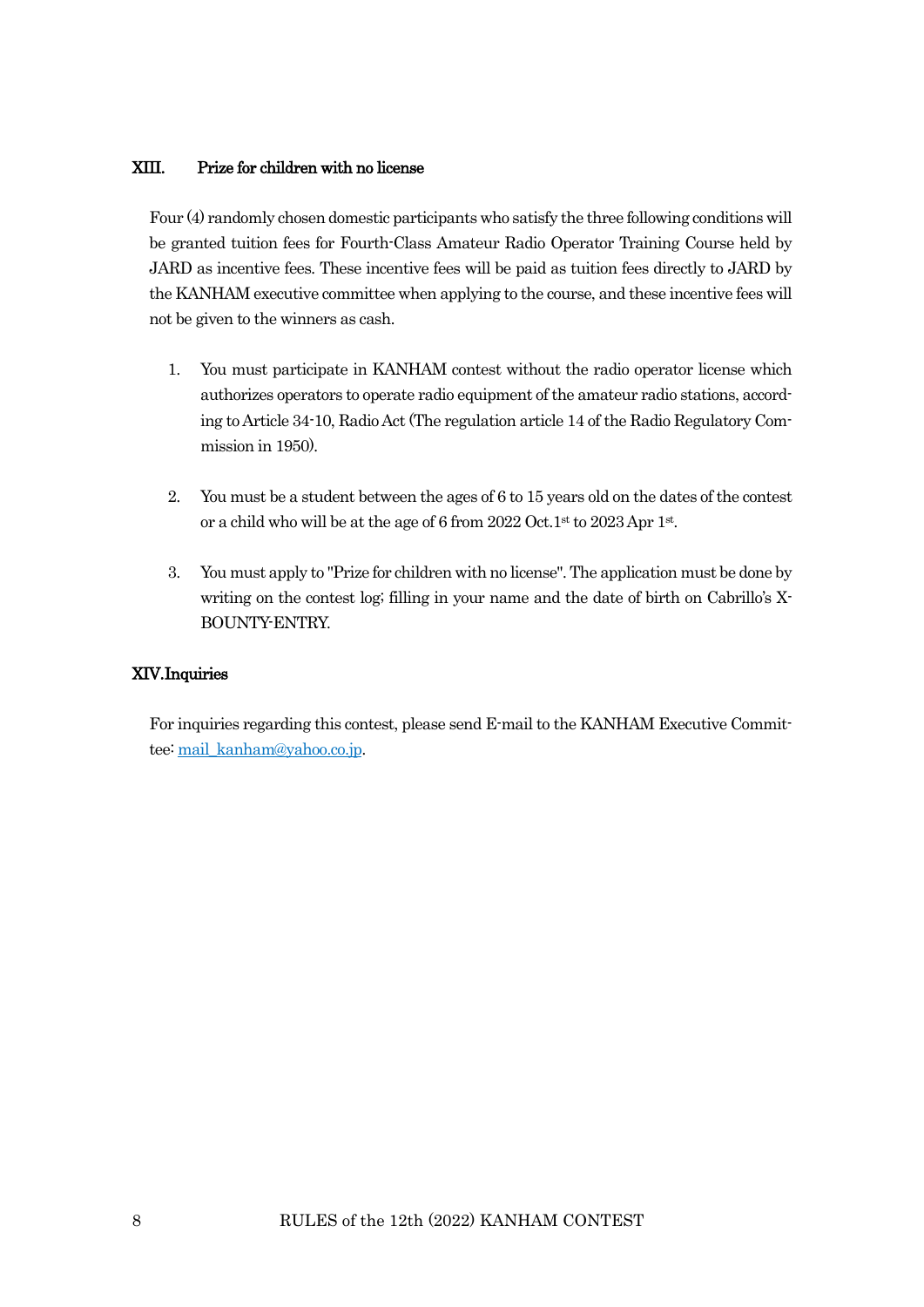## XIII. Prize for children with no license

Four (4) randomly chosen domestic participants who satisfy the three following conditions will be granted tuition fees for Fourth-Class Amateur Radio Operator Training Course held by JARD as incentive fees. These incentive fees will be paid as tuition fees directly to JARD by the KANHAM executive committee when applying to the course, and these incentive fees will not be given to the winners as cash.

1. You must participate in KANHAM contest without the radio operator license which authorizes operators to operate radio equipment of the amateur radio stations, according to Article 34-10, Radio Act (The regulation article 14 of the Radio Regulatory Commission in 1950).

2. You must be a student between the ages of 6 to 15 years old on the dates of the contest or a child who will be at the age of 6 from 2022 Oct.1st to 2023 Apr 1st.

3. You must apply to "Prize for children with no license". The application must be done by writing on the contest log; filling in your name and the date of birth on Cabrillo's X-BOUNTY-ENTRY.

## XIV. Inquiries

For inquiries regarding this contest, please send E-mail to the KANHAM Executive Committee: mail_kanham@yahoo.co.jp.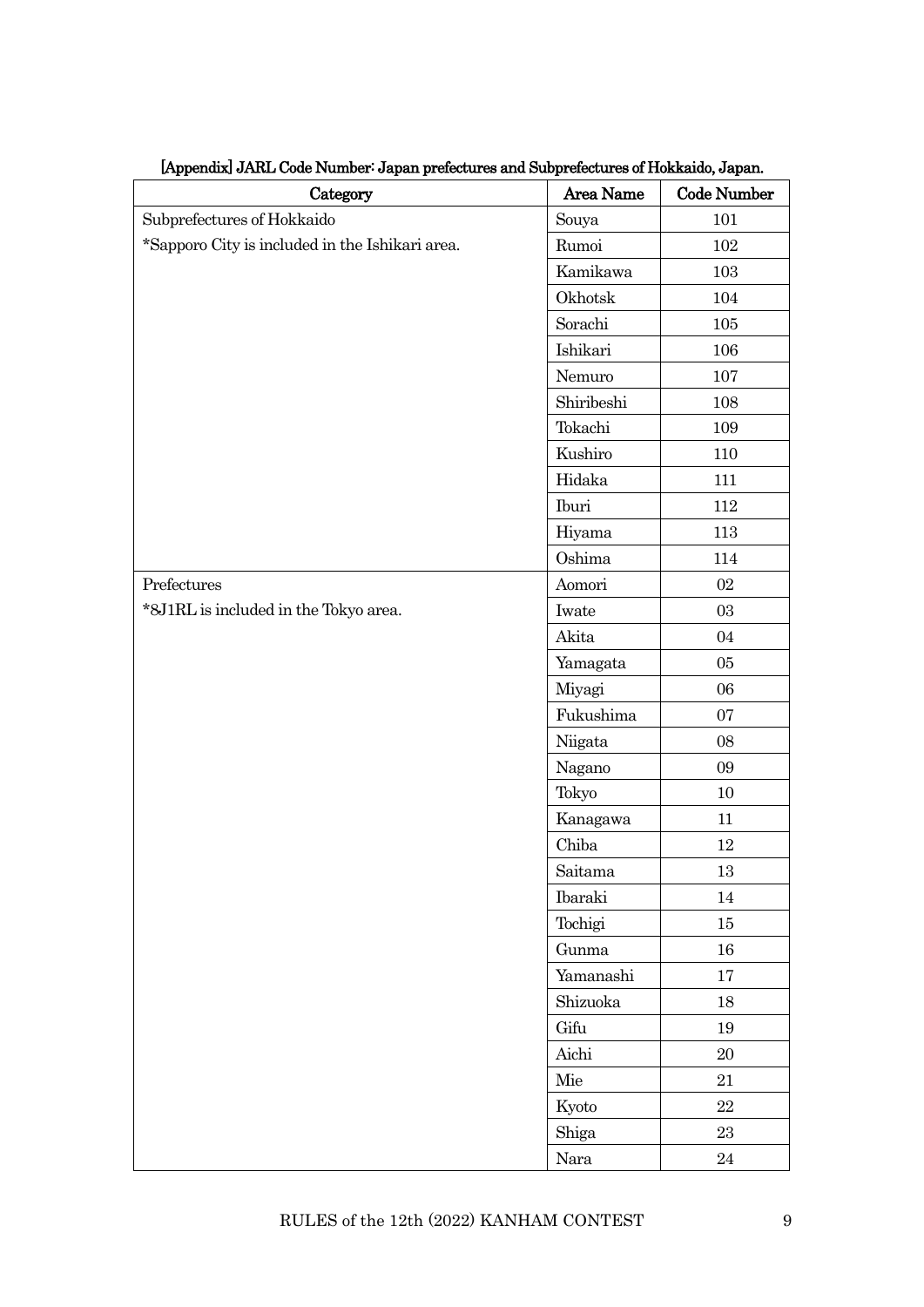**[Appendix] JARL Code Number: Japan prefectures and Subprefectures of Hokkaido, Japan.**

| Category | Area Name | Code Number |
|---|---|---|
| Subprefectures of Hokkaido | Souya | 101 |
| *Sapporo City is included in the Ishikari area. | Rumoi | 102 |
| | Kamikawa | 103 |
| | Okhotsk | 104 |
| | Sorachi | 105 |
| | Ishikari | 106 |
| | Nemuro | 107 |
| | Shiribeshi | 108 |
| | Tokachi | 109 |
| | Kushiro | 110 |
| | Hidaka | 111 |
| | Iburi | 112 |
| | Hiyama | 113 |
| | Oshima | 114 |
| Prefectures | Aomori | 02 |
| *8J1RL is included in the Tokyo area. | Iwate | 03 |
| | Akita | 04 |
| | Yamagata | 05 |
| | Miyagi | 06 |
| | Fukushima | 07 |
| | Niigata | 08 |
| | Nagano | 09 |
| | Tokyo | 10 |
| | Kanagawa | 11 |
| | Chiba | 12 |
| | Saitama | 13 |
| | Ibaraki | 14 |
| | Tochigi | 15 |
| | Gunma | 16 |
| | Yamanashi | 17 |
| | Shizuoka | 18 |
| | Gifu | 19 |
| | Aichi | 20 |
| | Mie | 21 |
| | Kyoto | 22 |
| | Shiga | 23 |
| | Nara | 24 |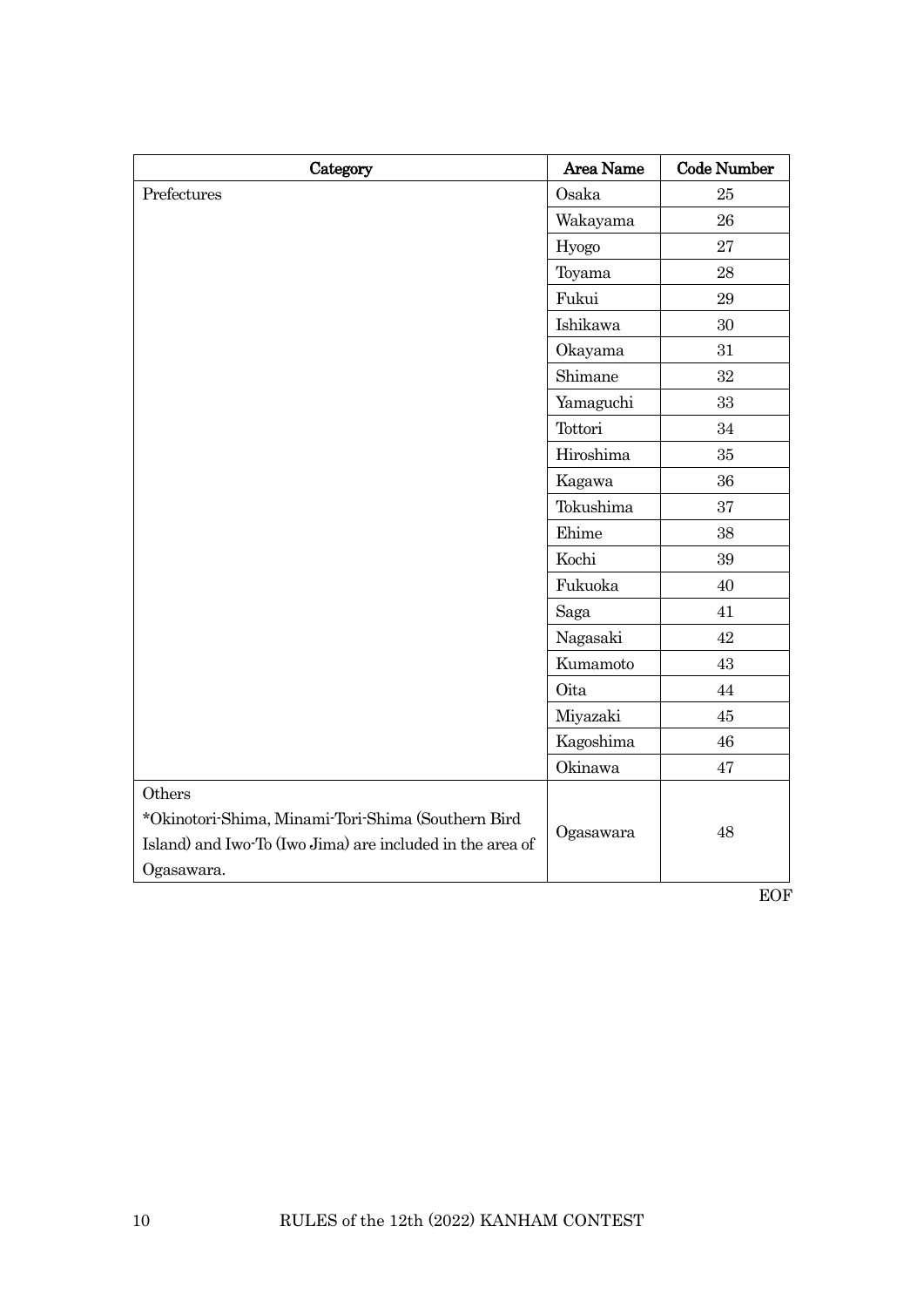| Category | Area Name | Code Number |
| --- | --- | --- |
| Prefectures | Osaka | 25 |
| | Wakayama | 26 |
| | Hyogo | 27 |
| | Toyama | 28 |
| | Fukui | 29 |
| | Ishikawa | 30 |
| | Okayama | 31 |
| | Shimane | 32 |
| | Yamaguchi | 33 |
| | Tottori | 34 |
| | Hiroshima | 35 |
| | Kagawa | 36 |
| | Tokushima | 37 |
| | Ehime | 38 |
| | Kochi | 39 |
| | Fukuoka | 40 |
| | Saga | 41 |
| | Nagasaki | 42 |
| | Kumamoto | 43 |
| | Oita | 44 |
| | Miyazaki | 45 |
| | Kagoshima | 46 |
| | Okinawa | 47 |
| Others<br>*Okinotori-Shima, Minami-Tori-Shima (Southern Bird Island) and Iwo-To (Iwo Jima) are included in the area of Ogasawara. | Ogasawara | 48 |

EOF